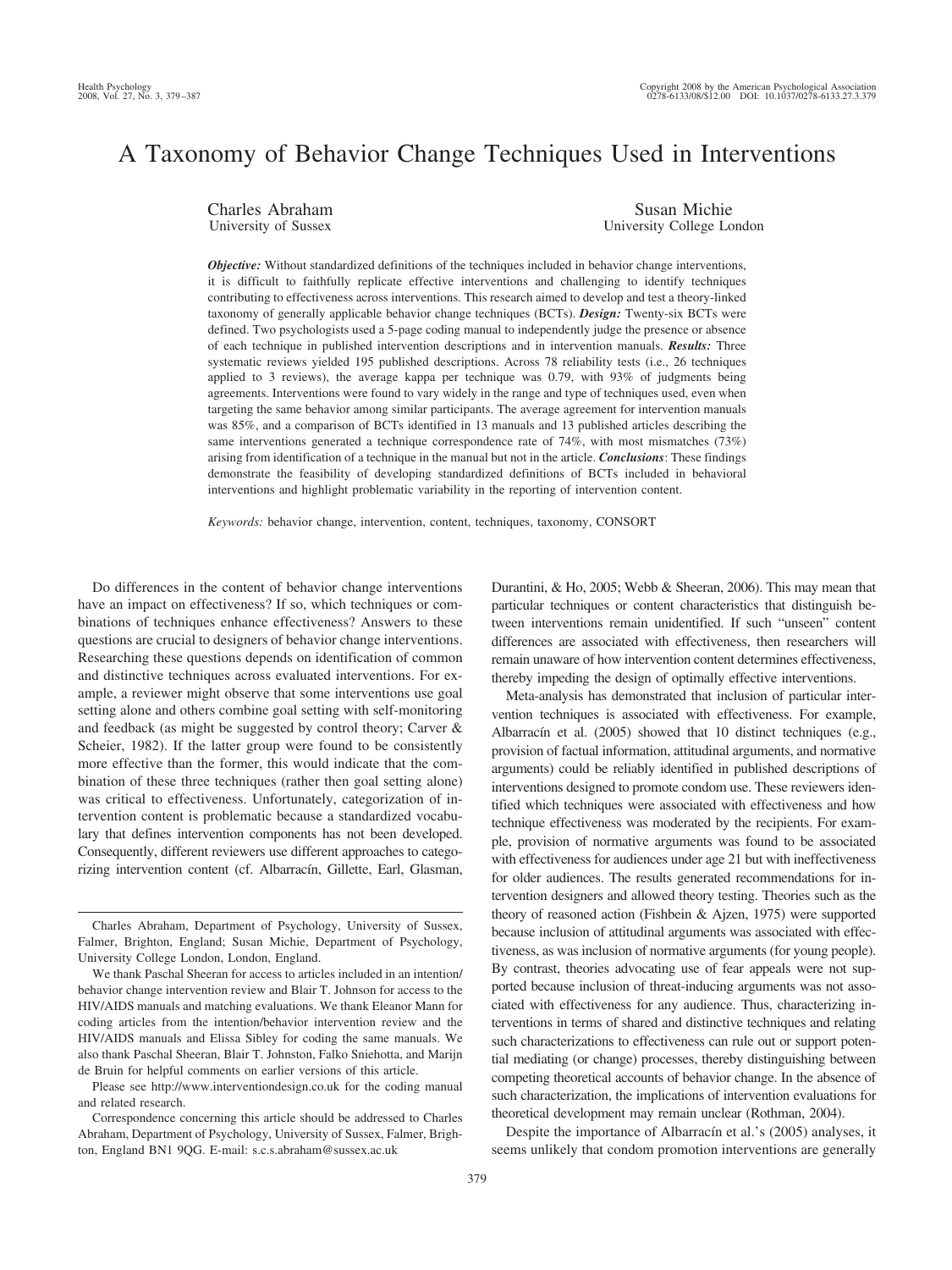# A Taxonomy of Behavior Change Techniques Used in Interventions

Charles Abraham
University of Sussex

Susan Michie
University College London

***Objective:*** Without standardized definitions of the techniques included in behavior change interventions, it is difficult to faithfully replicate effective interventions and challenging to identify techniques contributing to effectiveness across interventions. This research aimed to develop and test a theory-linked taxonomy of generally applicable behavior change techniques (BCTs). ***Design:*** Twenty-six BCTs were defined. Two psychologists used a 5-page coding manual to independently judge the presence or absence of each technique in published intervention descriptions and in intervention manuals. ***Results:*** Three systematic reviews yielded 195 published descriptions. Across 78 reliability tests (i.e., 26 techniques applied to 3 reviews), the average kappa per technique was 0.79, with 93% of judgments being agreements. Interventions were found to vary widely in the range and type of techniques used, even when targeting the same behavior among similar participants. The average agreement for intervention manuals was 85%, and a comparison of BCTs identified in 13 manuals and 13 published articles describing the same interventions generated a technique correspondence rate of 74%, with most mismatches (73%) arising from identification of a technique in the manual but not in the article. ***Conclusions***: These findings demonstrate the feasibility of developing standardized definitions of BCTs included in behavioral interventions and highlight problematic variability in the reporting of intervention content.

*Keywords:* behavior change, intervention, content, techniques, taxonomy, CONSORT

Do differences in the content of behavior change interventions have an impact on effectiveness? If so, which techniques or combinations of techniques enhance effectiveness? Answers to these questions are crucial to designers of behavior change interventions. Researching these questions depends on identification of common and distinctive techniques across evaluated interventions. For example, a reviewer might observe that some interventions use goal setting alone and others combine goal setting with self-monitoring and feedback (as might be suggested by control theory; Carver & Scheier, 1982). If the latter group were found to be consistently more effective than the former, this would indicate that the combination of these three techniques (rather then goal setting alone) was critical to effectiveness. Unfortunately, categorization of intervention content is problematic because a standardized vocabulary that defines intervention components has not been developed. Consequently, different reviewers use different approaches to categorizing intervention content (cf. Albarracín, Gillette, Earl, Glasman, Durantini, & Ho, 2005; Webb & Sheeran, 2006). This may mean that particular techniques or content characteristics that distinguish between interventions remain unidentified. If such "unseen" content differences are associated with effectiveness, then researchers will remain unaware of how intervention content determines effectiveness, thereby impeding the design of optimally effective interventions.

Meta-analysis has demonstrated that inclusion of particular intervention techniques is associated with effectiveness. For example, Albarracín et al. (2005) showed that 10 distinct techniques (e.g., provision of factual information, attitudinal arguments, and normative arguments) could be reliably identified in published descriptions of interventions designed to promote condom use. These reviewers identified which techniques were associated with effectiveness and how technique effectiveness was moderated by the recipients. For example, provision of normative arguments was found to be associated with effectiveness for audiences under age 21 but with ineffectiveness for older audiences. The results generated recommendations for intervention designers and allowed theory testing. Theories such as the theory of reasoned action (Fishbein & Ajzen, 1975) were supported because inclusion of attitudinal arguments was associated with effectiveness, as was inclusion of normative arguments (for young people). By contrast, theories advocating use of fear appeals were not supported because inclusion of threat-inducing arguments was not associated with effectiveness for any audience. Thus, characterizing interventions in terms of shared and distinctive techniques and relating such characterizations to effectiveness can rule out or support potential mediating (or change) processes, thereby distinguishing between competing theoretical accounts of behavior change. In the absence of such characterization, the implications of intervention evaluations for theoretical development may remain unclear (Rothman, 2004).

Despite the importance of Albarracín et al.'s (2005) analyses, it seems unlikely that condom promotion interventions are generally

---

Charles Abraham, Department of Psychology, University of Sussex, Falmer, Brighton, England; Susan Michie, Department of Psychology, University College London, London, England.

We thank Paschal Sheeran for access to articles included in an intention/behavior change intervention review and Blair T. Johnson for access to the HIV/AIDS manuals and matching evaluations. We thank Eleanor Mann for coding articles from the intention/behavior intervention review and the HIV/AIDS manuals and Elissa Sibley for coding the same manuals. We also thank Paschal Sheeran, Blair T. Johnston, Falko Sniehotta, and Marijn de Bruin for helpful comments on earlier versions of this article.

Please see http://www.interventiondesign.co.uk for the coding manual and related research.

Correspondence concerning this article should be addressed to Charles Abraham, Department of Psychology, University of Sussex, Falmer, Brighton, England BN1 9QG. E-mail: s.c.s.abraham@sussex.ac.uk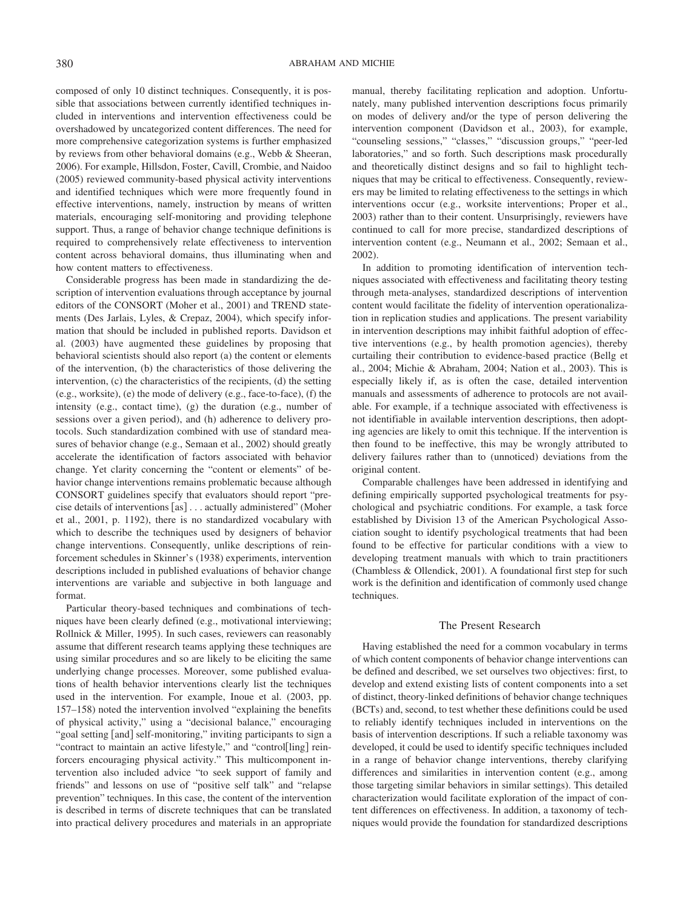composed of only 10 distinct techniques. Consequently, it is possible that associations between currently identified techniques included in interventions and intervention effectiveness could be overshadowed by uncategorized content differences. The need for more comprehensive categorization systems is further emphasized by reviews from other behavioral domains (e.g., Webb & Sheeran, 2006). For example, Hillsdon, Foster, Cavill, Crombie, and Naidoo (2005) reviewed community-based physical activity interventions and identified techniques which were more frequently found in effective interventions, namely, instruction by means of written materials, encouraging self-monitoring and providing telephone support. Thus, a range of behavior change technique definitions is required to comprehensively relate effectiveness to intervention content across behavioral domains, thus illuminating when and how content matters to effectiveness.

Considerable progress has been made in standardizing the description of intervention evaluations through acceptance by journal editors of the CONSORT (Moher et al., 2001) and TREND statements (Des Jarlais, Lyles, & Crepaz, 2004), which specify information that should be included in published reports. Davidson et al. (2003) have augmented these guidelines by proposing that behavioral scientists should also report (a) the content or elements of the intervention, (b) the characteristics of those delivering the intervention, (c) the characteristics of the recipients, (d) the setting (e.g., worksite), (e) the mode of delivery (e.g., face-to-face), (f) the intensity (e.g., contact time), (g) the duration (e.g., number of sessions over a given period), and (h) adherence to delivery protocols. Such standardization combined with use of standard measures of behavior change (e.g., Semaan et al., 2002) should greatly accelerate the identification of factors associated with behavior change. Yet clarity concerning the "content or elements" of behavior change interventions remains problematic because although CONSORT guidelines specify that evaluators should report "precise details of interventions [as] . . . actually administered" (Moher et al., 2001, p. 1192), there is no standardized vocabulary with which to describe the techniques used by designers of behavior change interventions. Consequently, unlike descriptions of reinforcement schedules in Skinner's (1938) experiments, intervention descriptions included in published evaluations of behavior change interventions are variable and subjective in both language and format.

Particular theory-based techniques and combinations of techniques have been clearly defined (e.g., motivational interviewing; Rollnick & Miller, 1995). In such cases, reviewers can reasonably assume that different research teams applying these techniques are using similar procedures and so are likely to be eliciting the same underlying change processes. Moreover, some published evaluations of health behavior interventions clearly list the techniques used in the intervention. For example, Inoue et al. (2003, pp. 157–158) noted the intervention involved "explaining the benefits of physical activity," using a "decisional balance," encouraging "goal setting [and] self-monitoring," inviting participants to sign a "contract to maintain an active lifestyle," and "control[ling] reinforcers encouraging physical activity." This multicomponent intervention also included advice "to seek support of family and friends" and lessons on use of "positive self talk" and "relapse prevention" techniques. In this case, the content of the intervention is described in terms of discrete techniques that can be translated into practical delivery procedures and materials in an appropriate manual, thereby facilitating replication and adoption. Unfortunately, many published intervention descriptions focus primarily on modes of delivery and/or the type of person delivering the intervention component (Davidson et al., 2003), for example, "counseling sessions," "classes," "discussion groups," "peer-led laboratories," and so forth. Such descriptions mask procedurally and theoretically distinct designs and so fail to highlight techniques that may be critical to effectiveness. Consequently, reviewers may be limited to relating effectiveness to the settings in which interventions occur (e.g., worksite interventions; Proper et al., 2003) rather than to their content. Unsurprisingly, reviewers have continued to call for more precise, standardized descriptions of intervention content (e.g., Neumann et al., 2002; Semaan et al., 2002).

In addition to promoting identification of intervention techniques associated with effectiveness and facilitating theory testing through meta-analyses, standardized descriptions of intervention content would facilitate the fidelity of intervention operationalization in replication studies and applications. The present variability in intervention descriptions may inhibit faithful adoption of effective interventions (e.g., by health promotion agencies), thereby curtailing their contribution to evidence-based practice (Bellg et al., 2004; Michie & Abraham, 2004; Nation et al., 2003). This is especially likely if, as is often the case, detailed intervention manuals and assessments of adherence to protocols are not available. For example, if a technique associated with effectiveness is not identifiable in available intervention descriptions, then adopting agencies are likely to omit this technique. If the intervention is then found to be ineffective, this may be wrongly attributed to delivery failures rather than to (unnoticed) deviations from the original content.

Comparable challenges have been addressed in identifying and defining empirically supported psychological treatments for psychological and psychiatric conditions. For example, a task force established by Division 13 of the American Psychological Association sought to identify psychological treatments that had been found to be effective for particular conditions with a view to developing treatment manuals with which to train practitioners (Chambless & Ollendick, 2001). A foundational first step for such work is the definition and identification of commonly used change techniques.

## The Present Research

Having established the need for a common vocabulary in terms of which content components of behavior change interventions can be defined and described, we set ourselves two objectives: first, to develop and extend existing lists of content components into a set of distinct, theory-linked definitions of behavior change techniques (BCTs) and, second, to test whether these definitions could be used to reliably identify techniques included in interventions on the basis of intervention descriptions. If such a reliable taxonomy was developed, it could be used to identify specific techniques included in a range of behavior change interventions, thereby clarifying differences and similarities in intervention content (e.g., among those targeting similar behaviors in similar settings). This detailed characterization would facilitate exploration of the impact of content differences on effectiveness. In addition, a taxonomy of techniques would provide the foundation for standardized descriptions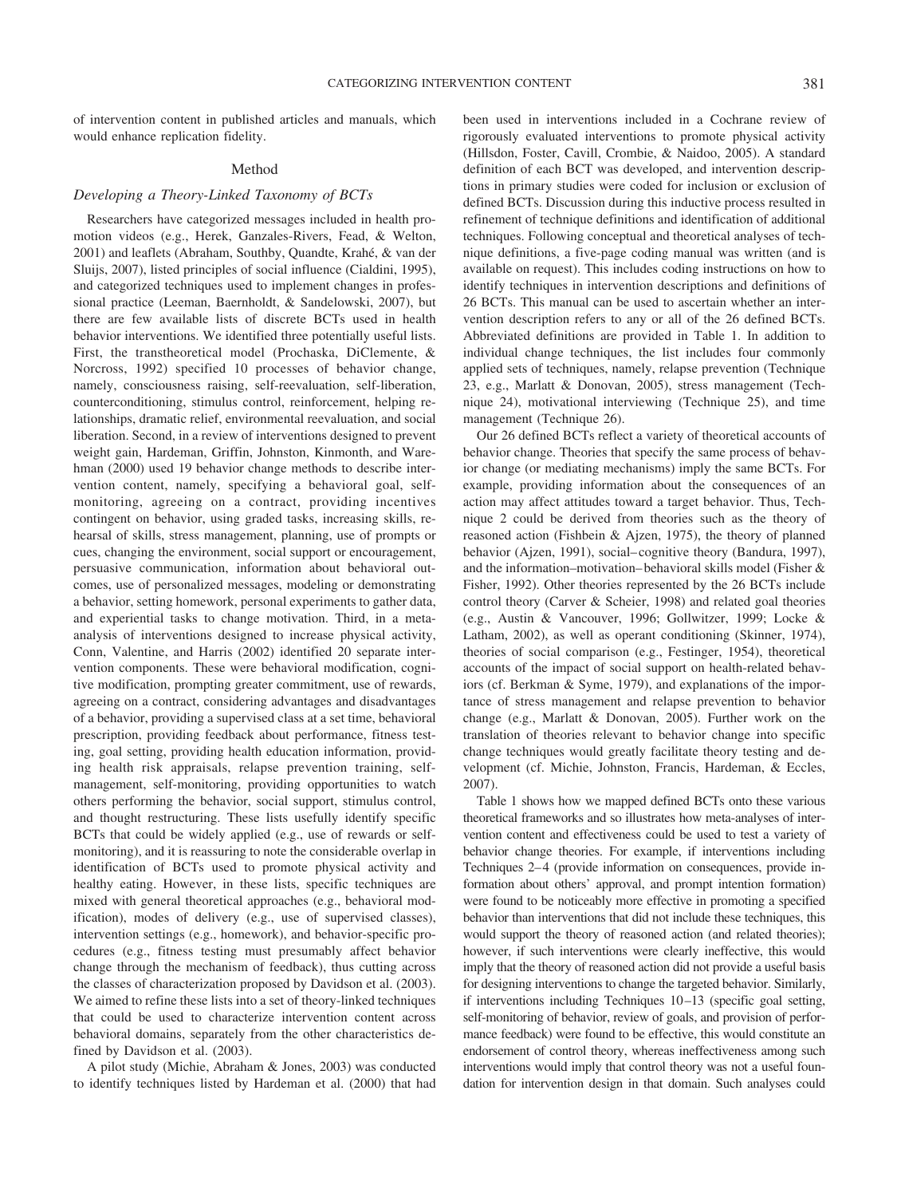of intervention content in published articles and manuals, which would enhance replication fidelity.

## Method

### Developing a Theory-Linked Taxonomy of BCTs

Researchers have categorized messages included in health promotion videos (e.g., Herek, Ganzales-Rivers, Fead, & Welton, 2001) and leaflets (Abraham, Southby, Quandte, Krahé, & van der Sluijs, 2007), listed principles of social influence (Cialdini, 1995), and categorized techniques used to implement changes in professional practice (Leeman, Baernholdt, & Sandelowski, 2007), but there are few available lists of discrete BCTs used in health behavior interventions. We identified three potentially useful lists. First, the transtheoretical model (Prochaska, DiClemente, & Norcross, 1992) specified 10 processes of behavior change, namely, consciousness raising, self-reevaluation, self-liberation, counterconditioning, stimulus control, reinforcement, helping relationships, dramatic relief, environmental reevaluation, and social liberation. Second, in a review of interventions designed to prevent weight gain, Hardeman, Griffin, Johnston, Kinmonth, and Warehman (2000) used 19 behavior change methods to describe intervention content, namely, specifying a behavioral goal, self-monitoring, agreeing on a contract, providing incentives contingent on behavior, using graded tasks, increasing skills, rehearsal of skills, stress management, planning, use of prompts or cues, changing the environment, social support or encouragement, persuasive communication, information about behavioral outcomes, use of personalized messages, modeling or demonstrating a behavior, setting homework, personal experiments to gather data, and experiential tasks to change motivation. Third, in a meta-analysis of interventions designed to increase physical activity, Conn, Valentine, and Harris (2002) identified 20 separate intervention components. These were behavioral modification, cognitive modification, prompting greater commitment, use of rewards, agreeing on a contract, considering advantages and disadvantages of a behavior, providing a supervised class at a set time, behavioral prescription, providing feedback about performance, fitness testing, goal setting, providing health education information, providing health risk appraisals, relapse prevention training, self-management, self-monitoring, providing opportunities to watch others performing the behavior, social support, stimulus control, and thought restructuring. These lists usefully identify specific BCTs that could be widely applied (e.g., use of rewards or self-monitoring), and it is reassuring to note the considerable overlap in identification of BCTs used to promote physical activity and healthy eating. However, in these lists, specific techniques are mixed with general theoretical approaches (e.g., behavioral modification), modes of delivery (e.g., use of supervised classes), intervention settings (e.g., homework), and behavior-specific procedures (e.g., fitness testing must presumably affect behavior change through the mechanism of feedback), thus cutting across the classes of characterization proposed by Davidson et al. (2003). We aimed to refine these lists into a set of theory-linked techniques that could be used to characterize intervention content across behavioral domains, separately from the other characteristics defined by Davidson et al. (2003).

A pilot study (Michie, Abraham & Jones, 2003) was conducted to identify techniques listed by Hardeman et al. (2000) that had been used in interventions included in a Cochrane review of rigorously evaluated interventions to promote physical activity (Hillsdon, Foster, Cavill, Crombie, & Naidoo, 2005). A standard definition of each BCT was developed, and intervention descriptions in primary studies were coded for inclusion or exclusion of defined BCTs. Discussion during this inductive process resulted in refinement of technique definitions and identification of additional techniques. Following conceptual and theoretical analyses of technique description, a five-page coding manual was written (and is available on request). This includes coding instructions on how to identify techniques in intervention descriptions and definitions of 26 BCTs. This manual can be used to ascertain whether an intervention description refers to any or all of the 26 defined BCTs. Abbreviated definitions are provided in Table 1. In addition to individual change techniques, the list includes four commonly applied sets of techniques, namely, relapse prevention (Technique 23, e.g., Marlatt & Donovan, 2005), stress management (Technique 24), motivational interviewing (Technique 25), and time management (Technique 26).

Our 26 defined BCTs reflect a variety of theoretical accounts of behavior change. Theories that specify the same process of behavior change (or mediating mechanisms) imply the same BCTs. For example, providing information about the consequences of an action may affect attitudes toward a target behavior. Thus, Technique 2 could be derived from theories such as the theory of reasoned action (Fishbein & Ajzen, 1975), the theory of planned behavior (Ajzen, 1991), social–cognitive theory (Bandura, 1997), and the information–motivation–behavioral skills model (Fisher & Fisher, 1992). Other theories represented by the 26 BCTs include control theory (Carver & Scheier, 1998) and related goal theories (e.g., Austin & Vancouver, 1996; Gollwitzer, 1999; Locke & Latham, 2002), as well as operant conditioning (Skinner, 1974), theories of social comparison (e.g., Festinger, 1954), theoretical accounts of the impact of social support on health-related behaviors (cf. Berkman & Syme, 1979), and explanations of the importance of stress management and relapse prevention to behavior change (e.g., Marlatt & Donovan, 2005). Further work on the translation of theories relevant to behavior change into specific change techniques would greatly facilitate theory testing and development (cf. Michie, Johnston, Francis, Hardeman, & Eccles, 2007).

Table 1 shows how we mapped defined BCTs onto these various theoretical frameworks and so illustrates how meta-analyses of intervention content and effectiveness could be used to test a variety of behavior change theories. For example, if interventions including Techniques 2–4 (provide information on consequences, provide information about others' approval, and prompt intention formation) were found to be noticeably more effective in promoting a specified behavior than interventions that did not include these techniques, this would support the theory of reasoned action (and related theories); however, if such interventions were clearly ineffective, this would imply that the theory of reasoned action did not provide a useful basis for designing interventions to change the targeted behavior. Similarly, if interventions including Techniques 10–13 (specific goal setting, self-monitoring of behavior, review of goals, and provision of performance feedback) were found to be effective, this would constitute an endorsement of control theory, whereas ineffectiveness among such interventions would imply that control theory was not a useful foundation for intervention design in that domain. Such analyses could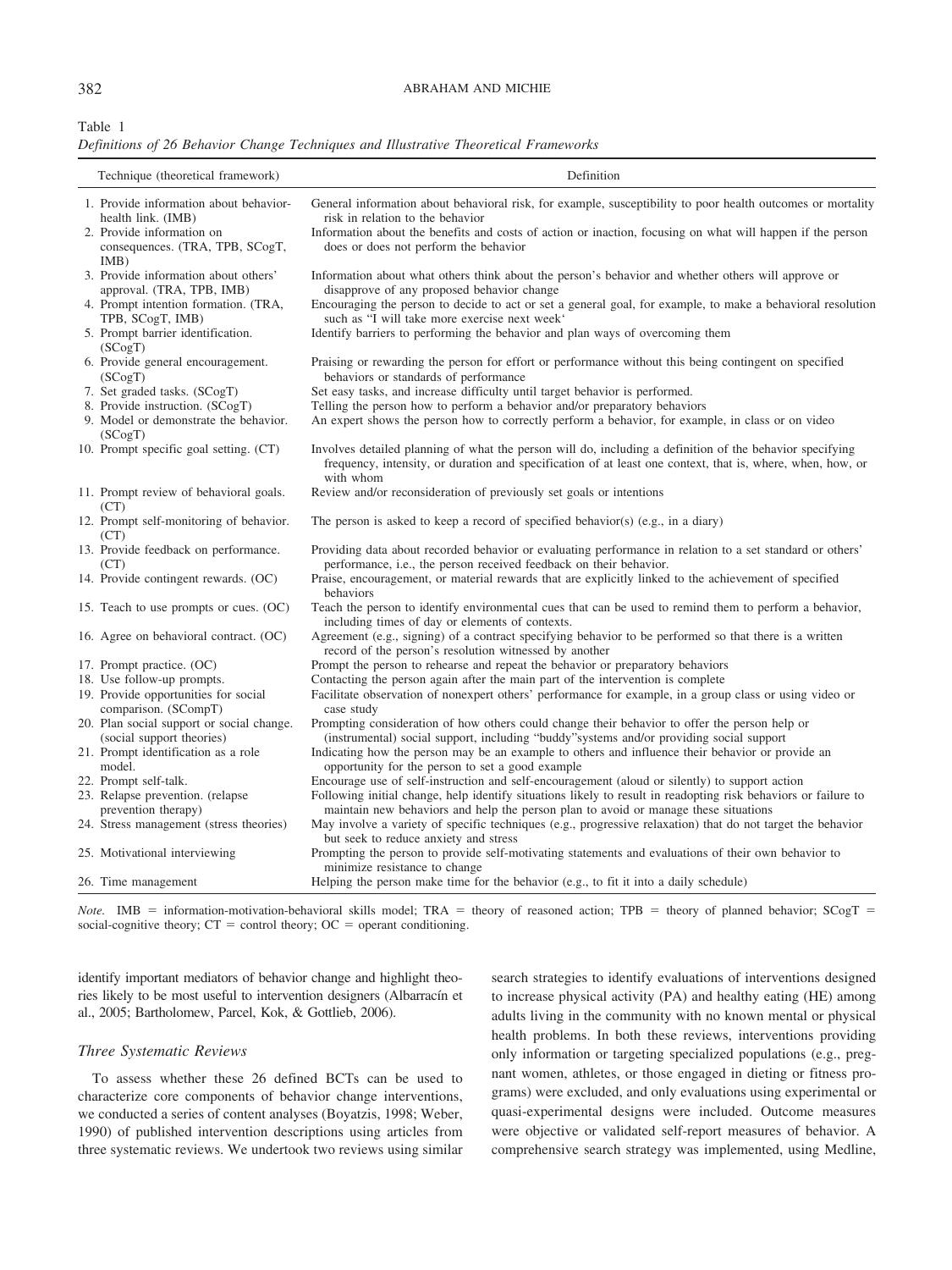Table 1
*Definitions of 26 Behavior Change Techniques and Illustrative Theoretical Frameworks*

| Technique (theoretical framework) | Definition |
|---|---|
| 1. Provide information about behavior-health link. (IMB) | General information about behavioral risk, for example, susceptibility to poor health outcomes or mortality risk in relation to the behavior |
| 2. Provide information on consequences. (TRA, TPB, SCogT, IMB) | Information about the benefits and costs of action or inaction, focusing on what will happen if the person does or does not perform the behavior |
| 3. Provide information about others' approval. (TRA, TPB, IMB) | Information about what others think about the person's behavior and whether others will approve or disapprove of any proposed behavior change |
| 4. Prompt intention formation. (TRA, TPB, SCogT, IMB) | Encouraging the person to decide to act or set a general goal, for example, to make a behavioral resolution such as "I will take more exercise next week' |
| 5. Prompt barrier identification. (SCogT) | Identify barriers to performing the behavior and plan ways of overcoming them |
| 6. Provide general encouragement. (SCogT) | Praising or rewarding the person for effort or performance without this being contingent on specified behaviors or standards of performance |
| 7. Set graded tasks. (SCogT) | Set easy tasks, and increase difficulty until target behavior is performed. |
| 8. Provide instruction. (SCogT) | Telling the person how to perform a behavior and/or preparatory behaviors |
| 9. Model or demonstrate the behavior. (SCogT) | An expert shows the person how to correctly perform a behavior, for example, in class or on video |
| 10. Prompt specific goal setting. (CT) | Involves detailed planning of what the person will do, including a definition of the behavior specifying frequency, intensity, or duration and specification of at least one context, that is, where, when, how, or with whom |
| 11. Prompt review of behavioral goals. (CT) | Review and/or reconsideration of previously set goals or intentions |
| 12. Prompt self-monitoring of behavior. (CT) | The person is asked to keep a record of specified behavior(s) (e.g., in a diary) |
| 13. Provide feedback on performance. (CT) | Providing data about recorded behavior or evaluating performance in relation to a set standard or others' performance, i.e., the person received feedback on their behavior. |
| 14. Provide contingent rewards. (OC) | Praise, encouragement, or material rewards that are explicitly linked to the achievement of specified behaviors |
| 15. Teach to use prompts or cues. (OC) | Teach the person to identify environmental cues that can be used to remind them to perform a behavior, including times of day or elements of contexts. |
| 16. Agree on behavioral contract. (OC) | Agreement (e.g., signing) of a contract specifying behavior to be performed so that there is a written record of the person's resolution witnessed by another |
| 17. Prompt practice. (OC) | Prompt the person to rehearse and repeat the behavior or preparatory behaviors |
| 18. Use follow-up prompts. | Contacting the person again after the main part of the intervention is complete |
| 19. Provide opportunities for social comparison. (SCompT) | Facilitate observation of nonexpert others' performance for example, in a group class or using video or case study |
| 20. Plan social support or social change. (social support theories) | Prompting consideration of how others could change their behavior to offer the person help or (instrumental) social support, including "buddy"systems and/or providing social support |
| 21. Prompt identification as a role model. | Indicating how the person may be an example to others and influence their behavior or provide an opportunity for the person to set a good example |
| 22. Prompt self-talk. | Encourage use of self-instruction and self-encouragement (aloud or silently) to support action |
| 23. Relapse prevention. (relapse prevention therapy) | Following initial change, help identify situations likely to result in readopting risk behaviors or failure to maintain new behaviors and help the person plan to avoid or manage these situations |
| 24. Stress management (stress theories) | May involve a variety of specific techniques (e.g., progressive relaxation) that do not target the behavior but seek to reduce anxiety and stress |
| 25. Motivational interviewing | Prompting the person to provide self-motivating statements and evaluations of their own behavior to minimize resistance to change |
| 26. Time management | Helping the person make time for the behavior (e.g., to fit it into a daily schedule) |

*Note.* IMB = information-motivation-behavioral skills model; TRA = theory of reasoned action; TPB = theory of planned behavior; SCogT = social-cognitive theory; CT = control theory; OC = operant conditioning.

identify important mediators of behavior change and highlight theories likely to be most useful to intervention designers (Albarracín et al., 2005; Bartholomew, Parcel, Kok, & Gottlieb, 2006).

### *Three Systematic Reviews*

To assess whether these 26 defined BCTs can be used to characterize core components of behavior change interventions, we conducted a series of content analyses (Boyatzis, 1998; Weber, 1990) of published intervention descriptions using articles from three systematic reviews. We undertook two reviews using similar search strategies to identify evaluations of interventions designed to increase physical activity (PA) and healthy eating (HE) among adults living in the community with no known mental or physical health problems. In both these reviews, interventions providing only information or targeting specialized populations (e.g., pregnant women, athletes, or those engaged in dieting or fitness programs) were excluded, and only evaluations using experimental or quasi-experimental designs were included. Outcome measures were objective or validated self-report measures of behavior. A comprehensive search strategy was implemented, using Medline,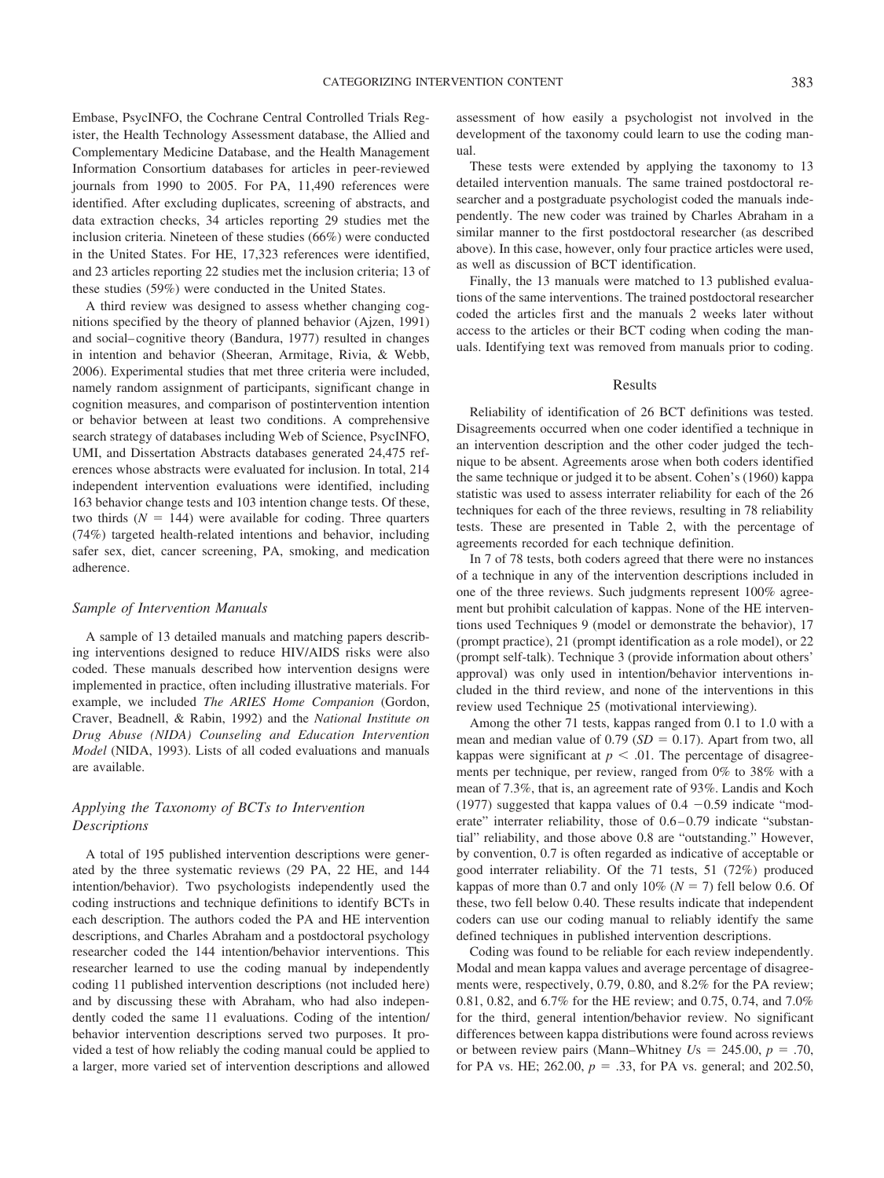Embase, PsycINFO, the Cochrane Central Controlled Trials Register, the Health Technology Assessment database, the Allied and Complementary Medicine Database, and the Health Management Information Consortium databases for articles in peer-reviewed journals from 1990 to 2005. For PA, 11,490 references were identified. After excluding duplicates, screening of abstracts, and data extraction checks, 34 articles reporting 29 studies met the inclusion criteria. Nineteen of these studies (66%) were conducted in the United States. For HE, 17,323 references were identified, and 23 articles reporting 22 studies met the inclusion criteria; 13 of these studies (59%) were conducted in the United States.

A third review was designed to assess whether changing cognitions specified by the theory of planned behavior (Ajzen, 1991) and social–cognitive theory (Bandura, 1977) resulted in changes in intention and behavior (Sheeran, Armitage, Rivia, & Webb, 2006). Experimental studies that met three criteria were included, namely random assignment of participants, significant change in cognition measures, and comparison of postintervention intention or behavior between at least two conditions. A comprehensive search strategy of databases including Web of Science, PsycINFO, UMI, and Dissertation Abstracts databases generated 24,475 references whose abstracts were evaluated for inclusion. In total, 214 independent intervention evaluations were identified, including 163 behavior change tests and 103 intention change tests. Of these, two thirds ($N = 144$) were available for coding. Three quarters (74%) targeted health-related intentions and behavior, including safer sex, diet, cancer screening, PA, smoking, and medication adherence.

### *Sample of Intervention Manuals*

A sample of 13 detailed manuals and matching papers describing interventions designed to reduce HIV/AIDS risks were also coded. These manuals described how intervention designs were implemented in practice, often including illustrative materials. For example, we included *The ARIES Home Companion* (Gordon, Craver, Beadnell, & Rabin, 1992) and the *National Institute on Drug Abuse (NIDA) Counseling and Education Intervention Model* (NIDA, 1993). Lists of all coded evaluations and manuals are available.

### *Applying the Taxonomy of BCTs to Intervention Descriptions*

A total of 195 published intervention descriptions were generated by the three systematic reviews (29 PA, 22 HE, and 144 intention/behavior). Two psychologists independently used the coding instructions and technique definitions to identify BCTs in each description. The authors coded the PA and HE intervention descriptions, and Charles Abraham and a postdoctoral psychology researcher coded the 144 intention/behavior interventions. This researcher learned to use the coding manual by independently coding 11 published intervention descriptions (not included here) and by discussing these with Abraham, who had also independently coded the same 11 evaluations. Coding of the intention/behavior intervention descriptions served two purposes. It provided a test of how reliably the coding manual could be applied to a larger, more varied set of intervention descriptions and allowed assessment of how easily a psychologist not involved in the development of the taxonomy could learn to use the coding manual.

These tests were extended by applying the taxonomy to 13 detailed intervention manuals. The same trained postdoctoral researcher and a postgraduate psychologist coded the manuals independently. The new coder was trained by Charles Abraham in a similar manner to the first postdoctoral researcher (as described above). In this case, however, only four practice articles were used, as well as discussion of BCT identification.

Finally, the 13 manuals were matched to 13 published evaluations of the same interventions. The trained postdoctoral researcher coded the articles first and the manuals 2 weeks later without access to the articles or their BCT coding when coding the manuals. Identifying text was removed from manuals prior to coding.

## Results

Reliability of identification of 26 BCT definitions was tested. Disagreements occurred when one coder identified a technique in an intervention description and the other coder judged the technique to be absent. Agreements arose when both coders identified the same technique or judged it to be absent. Cohen's (1960) kappa statistic was used to assess interrater reliability for each of the 26 techniques for each of the three reviews, resulting in 78 reliability tests. These are presented in Table 2, with the percentage of agreements recorded for each technique definition.

In 7 of 78 tests, both coders agreed that there were no instances of a technique in any of the intervention descriptions included in one of the three reviews. Such judgments represent 100% agreement but prohibit calculation of kappas. None of the HE interventions used Techniques 9 (model or demonstrate the behavior), 17 (prompt practice), 21 (prompt identification as a role model), or 22 (prompt self-talk). Technique 3 (provide information about others' approval) was only used in intention/behavior interventions included in the third review, and none of the interventions in this review used Technique 25 (motivational interviewing).

Among the other 71 tests, kappas ranged from 0.1 to 1.0 with a mean and median value of 0.79 ($SD = 0.17$). Apart from two, all kappas were significant at $p < .01$. The percentage of disagreements per technique, per review, ranged from 0% to 38% with a mean of 7.3%, that is, an agreement rate of 93%. Landis and Koch (1977) suggested that kappa values of 0.4 −0.59 indicate "moderate" interrater reliability, those of 0.6–0.79 indicate "substantial" reliability, and those above 0.8 are "outstanding." However, by convention, 0.7 is often regarded as indicative of acceptable or good interrater reliability. Of the 71 tests, 51 (72%) produced kappas of more than 0.7 and only 10% ($N = 7$) fell below 0.6. Of these, two fell below 0.40. These results indicate that independent coders can use our coding manual to reliably identify the same defined techniques in published intervention descriptions.

Coding was found to be reliable for each review independently. Modal and mean kappa values and average percentage of disagreements were, respectively, 0.79, 0.80, and 8.2% for the PA review; 0.81, 0.82, and 6.7% for the HE review; and 0.75, 0.74, and 7.0% for the third, general intention/behavior review. No significant differences between kappa distributions were found across reviews or between review pairs (Mann–Whitney $U$s = 245.00, $p = .70$, for PA vs. HE; 262.00, $p = .33$, for PA vs. general; and 202.50,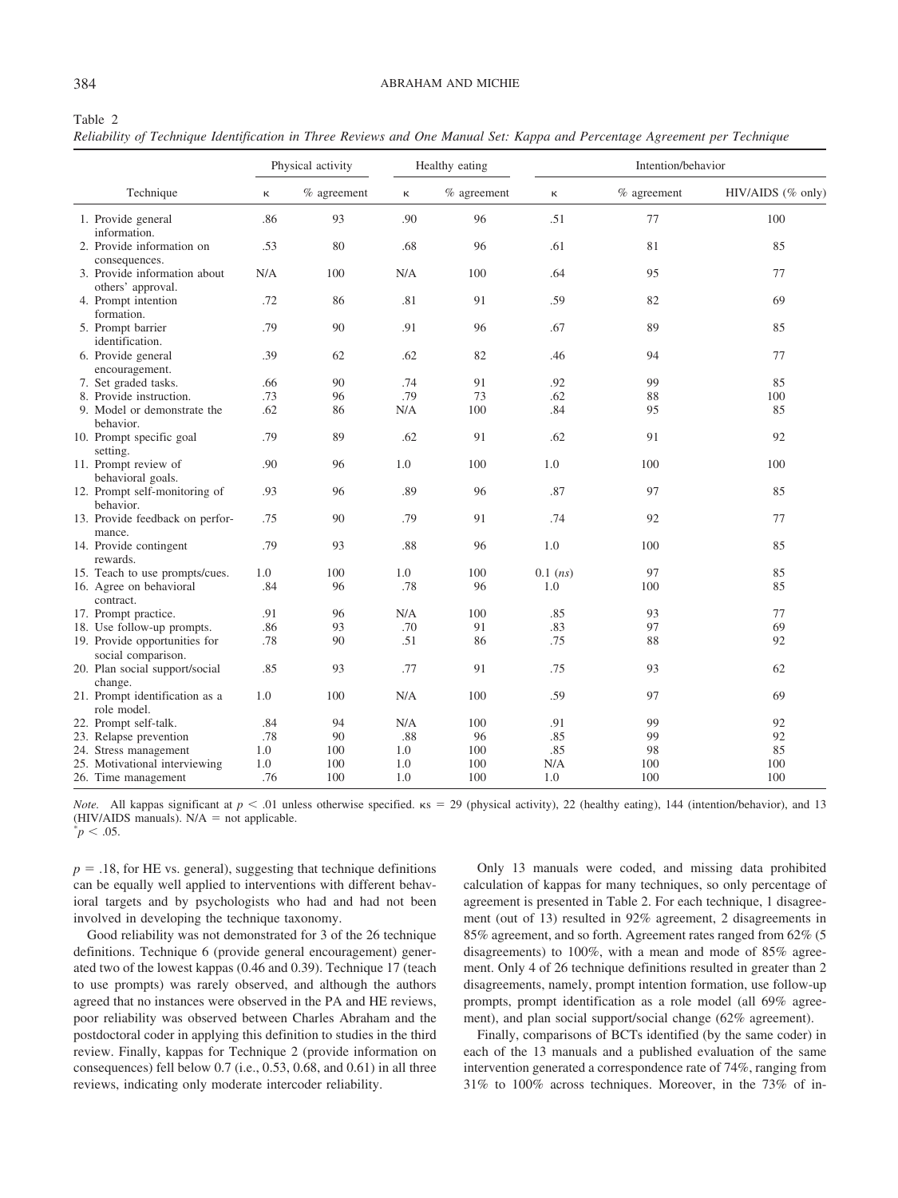Table 2

*Reliability of Technique Identification in Three Reviews and One Manual Set: Kappa and Percentage Agreement per Technique*

| Technique | Physical activity | | Healthy eating | | Intention/behavior | | |
|---|---|---|---|---|---|---|---|
| | κ | % agreement | κ | % agreement | κ | % agreement | HIV/AIDS (% only) |
| 1. Provide general information. | .86 | 93 | .90 | 96 | .51 | 77 | 100 |
| 2. Provide information on consequences. | .53 | 80 | .68 | 96 | .61 | 81 | 85 |
| 3. Provide information about others' approval. | N/A | 100 | N/A | 100 | .64 | 95 | 77 |
| 4. Prompt intention formation. | .72 | 86 | .81 | 91 | .59 | 82 | 69 |
| 5. Prompt barrier identification. | .79 | 90 | .91 | 96 | .67 | 89 | 85 |
| 6. Provide general encouragement. | .39 | 62 | .62 | 82 | .46 | 94 | 77 |
| 7. Set graded tasks. | .66 | 90 | .74 | 91 | .92 | 99 | 85 |
| 8. Provide instruction. | .73 | 96 | .79 | 73 | .62 | 88 | 100 |
| 9. Model or demonstrate the behavior. | .62 | 86 | N/A | 100 | .84 | 95 | 85 |
| 10. Prompt specific goal setting. | .79 | 89 | .62 | 91 | .62 | 91 | 92 |
| 11. Prompt review of behavioral goals. | .90 | 96 | 1.0 | 100 | 1.0 | 100 | 100 |
| 12. Prompt self-monitoring of behavior. | .93 | 96 | .89 | 96 | .87 | 97 | 85 |
| 13. Provide feedback on performance. | .75 | 90 | .79 | 91 | .74 | 92 | 77 |
| 14. Provide contingent rewards. | .79 | 93 | .88 | 96 | 1.0 | 100 | 85 |
| 15. Teach to use prompts/cues. | 1.0 | 100 | 1.0 | 100 | 0.1 (*ns*) | 97 | 85 |
| 16. Agree on behavioral contract. | .84 | 96 | .78 | 96 | 1.0 | 100 | 85 |
| 17. Prompt practice. | .91 | 96 | N/A | 100 | .85 | 93 | 77 |
| 18. Use follow-up prompts. | .86 | 93 | .70 | 91 | .83 | 97 | 69 |
| 19. Provide opportunities for social comparison. | .78 | 90 | .51 | 86 | .75 | 88 | 92 |
| 20. Plan social support/social change. | .85 | 93 | .77 | 91 | .75 | 93 | 62 |
| 21. Prompt identification as a role model. | 1.0 | 100 | N/A | 100 | .59 | 97 | 69 |
| 22. Prompt self-talk. | .84 | 94 | N/A | 100 | .91 | 99 | 92 |
| 23. Relapse prevention | .78 | 90 | .88 | 96 | .85 | 99 | 92 |
| 24. Stress management | 1.0 | 100 | 1.0 | 100 | .85 | 98 | 85 |
| 25. Motivational interviewing | 1.0 | 100 | 1.0 | 100 | N/A | 100 | 100 |
| 26. Time management | .76 | 100 | 1.0 | 100 | 1.0 | 100 | 100 |

*Note.* All kappas significant at $p < .01$ unless otherwise specified. κs = 29 (physical activity), 22 (healthy eating), 144 (intention/behavior), and 13 (HIV/AIDS manuals). N/A = not applicable.
[*] $p < .05$.

$p = .18$, for HE vs. general), suggesting that technique definitions can be equally well applied to interventions with different behavioral targets and by psychologists who had and had not been involved in developing the technique taxonomy.

Good reliability was not demonstrated for 3 of the 26 technique definitions. Technique 6 (provide general encouragement) generated two of the lowest kappas (0.46 and 0.39). Technique 17 (teach to use prompts) was rarely observed, and although the authors agreed that no instances were observed in the PA and HE reviews, poor reliability was observed between Charles Abraham and the postdoctoral coder in applying this definition to studies in the third review. Finally, kappas for Technique 2 (provide information on consequences) fell below 0.7 (i.e., 0.53, 0.68, and 0.61) in all three reviews, indicating only moderate intercoder reliability.

Only 13 manuals were coded, and missing data prohibited calculation of kappas for many techniques, so only percentage of agreement is presented in Table 2. For each technique, 1 disagreement (out of 13) resulted in 92% agreement, 2 disagreements in 85% agreement, and so forth. Agreement rates ranged from 62% (5 disagreements) to 100%, with a mean and mode of 85% agreement. Only 4 of 26 technique definitions resulted in greater than 2 disagreements, namely, prompt intention formation, use follow-up prompts, prompt identification as a role model (all 69% agreement), and plan social support/social change (62% agreement).

Finally, comparisons of BCTs identified (by the same coder) in each of the 13 manuals and a published evaluation of the same intervention generated a correspondence rate of 74%, ranging from 31% to 100% across techniques. Moreover, in the 73% of in-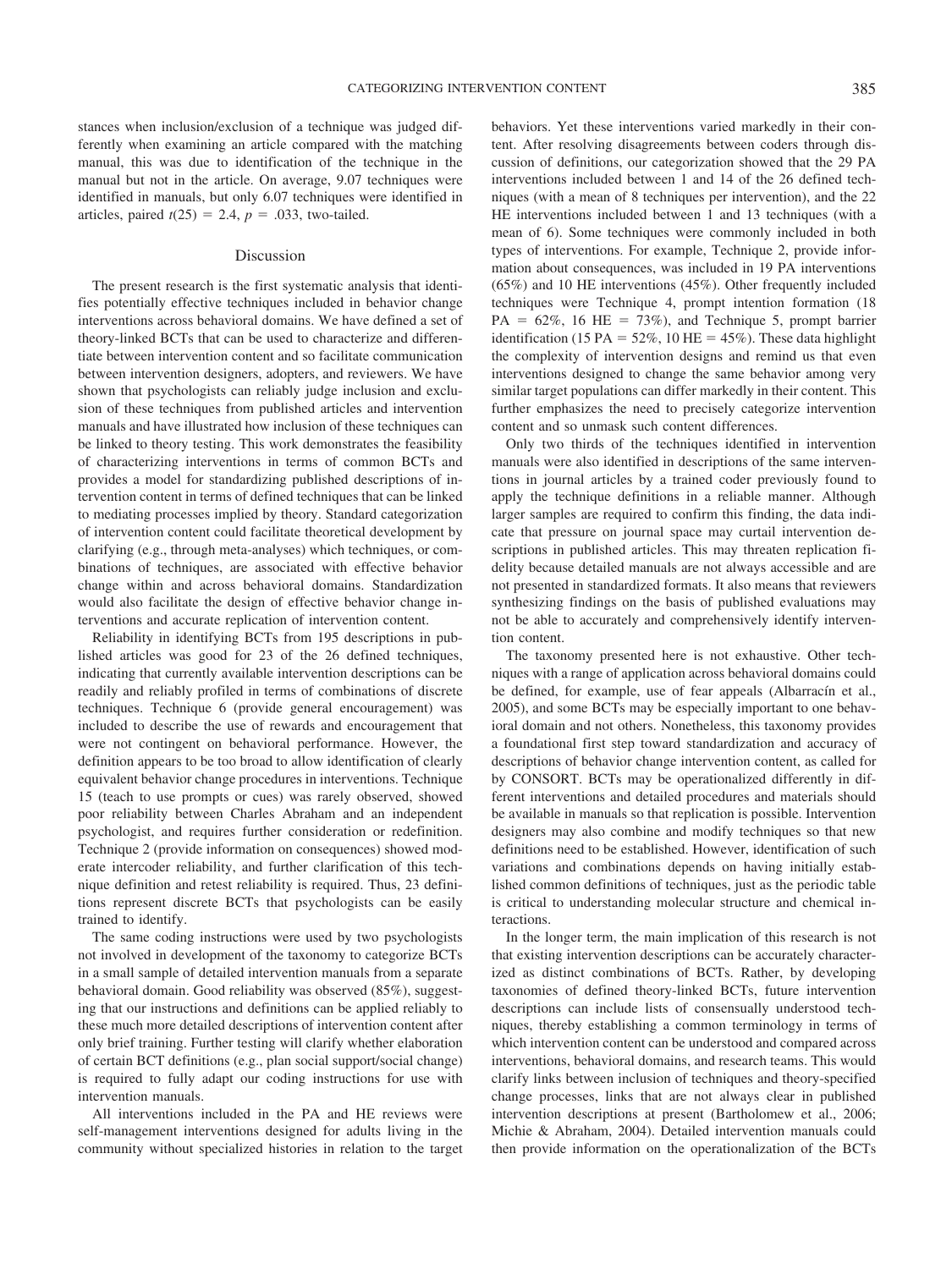stances when inclusion/exclusion of a technique was judged differently when examining an article compared with the matching manual, this was due to identification of the technique in the manual but not in the article. On average, 9.07 techniques were identified in manuals, but only 6.07 techniques were identified in articles, paired $t(25) = 2.4$, $p = .033$, two-tailed.

## Discussion

The present research is the first systematic analysis that identifies potentially effective techniques included in behavior change interventions across behavioral domains. We have defined a set of theory-linked BCTs that can be used to characterize and differentiate between intervention content and so facilitate communication between intervention designers, adopters, and reviewers. We have shown that psychologists can reliably judge inclusion and exclusion of these techniques from published articles and intervention manuals and have illustrated how inclusion of these techniques can be linked to theory testing. This work demonstrates the feasibility of characterizing interventions in terms of common BCTs and provides a model for standardizing published descriptions of intervention content in terms of defined techniques that can be linked to mediating processes implied by theory. Standard categorization of intervention content could facilitate theoretical development by clarifying (e.g., through meta-analyses) which techniques, or combinations of techniques, are associated with effective behavior change within and across behavioral domains. Standardization would also facilitate the design of effective behavior change interventions and accurate replication of intervention content.

Reliability in identifying BCTs from 195 descriptions in published articles was good for 23 of the 26 defined techniques, indicating that currently available intervention descriptions can be readily and reliably profiled in terms of combinations of discrete techniques. Technique 6 (provide general encouragement) was included to describe the use of rewards and encouragement that were not contingent on behavioral performance. However, the definition appears to be too broad to allow identification of clearly equivalent behavior change procedures in interventions. Technique 15 (teach to use prompts or cues) was rarely observed, showed poor reliability between Charles Abraham and an independent psychologist, and requires further consideration or redefinition. Technique 2 (provide information on consequences) showed moderate intercoder reliability, and further clarification of this technique definition and retest reliability is required. Thus, 23 definitions represent discrete BCTs that psychologists can be easily trained to identify.

The same coding instructions were used by two psychologists not involved in development of the taxonomy to categorize BCTs in a small sample of detailed intervention manuals from a separate behavioral domain. Good reliability was observed (85%), suggesting that our instructions and definitions can be applied reliably to these much more detailed descriptions of intervention content after only brief training. Further testing will clarify whether elaboration of certain BCT definitions (e.g., plan social support/social change) is required to fully adapt our coding instructions for use with intervention manuals.

All interventions included in the PA and HE reviews were self-management interventions designed for adults living in the community without specialized histories in relation to the target behaviors. Yet these interventions varied markedly in their content. After resolving disagreements between coders through discussion of definitions, our categorization showed that the 29 PA interventions included between 1 and 14 of the 26 defined techniques (with a mean of 8 techniques per intervention), and the 22 HE interventions included between 1 and 13 techniques (with a mean of 6). Some techniques were commonly included in both types of interventions. For example, Technique 2, provide information about consequences, was included in 19 PA interventions (65%) and 10 HE interventions (45%). Other frequently included techniques were Technique 4, prompt intention formation (18 PA = 62%, 16 HE = 73%), and Technique 5, prompt barrier identification (15 PA = 52%, 10 HE = 45%). These data highlight the complexity of intervention designs and remind us that even interventions designed to change the same behavior among very similar target populations can differ markedly in their content. This further emphasizes the need to precisely categorize intervention content and so unmask such content differences.

Only two thirds of the techniques identified in intervention manuals were also identified in descriptions of the same interventions in journal articles by a trained coder previously found to apply the technique definitions in a reliable manner. Although larger samples are required to confirm this finding, the data indicate that pressure on journal space may curtail intervention descriptions in published articles. This may threaten replication fidelity because detailed manuals are not always accessible and are not presented in standardized formats. It also means that reviewers synthesizing findings on the basis of published evaluations may not be able to accurately and comprehensively identify intervention content.

The taxonomy presented here is not exhaustive. Other techniques with a range of application across behavioral domains could be defined, for example, use of fear appeals (Albarracín et al., 2005), and some BCTs may be especially important to one behavioral domain and not others. Nonetheless, this taxonomy provides a foundational first step toward standardization and accuracy of descriptions of behavior change intervention content, as called for by CONSORT. BCTs may be operationalized differently in different interventions and detailed procedures and materials should be available in manuals so that replication is possible. Intervention designers may also combine and modify techniques so that new definitions need to be established. However, identification of such variations and combinations depends on having initially established common definitions of techniques, just as the periodic table is critical to understanding molecular structure and chemical interactions.

In the longer term, the main implication of this research is not that existing intervention descriptions can be accurately characterized as distinct combinations of BCTs. Rather, by developing taxonomies of defined theory-linked BCTs, future intervention descriptions can include lists of consensually understood techniques, thereby establishing a common terminology in terms of which intervention content can be understood and compared across interventions, behavioral domains, and research teams. This would clarify links between inclusion of techniques and theory-specified change processes, links that are not always clear in published intervention descriptions at present (Bartholomew et al., 2006; Michie & Abraham, 2004). Detailed intervention manuals could then provide information on the operationalization of the BCTs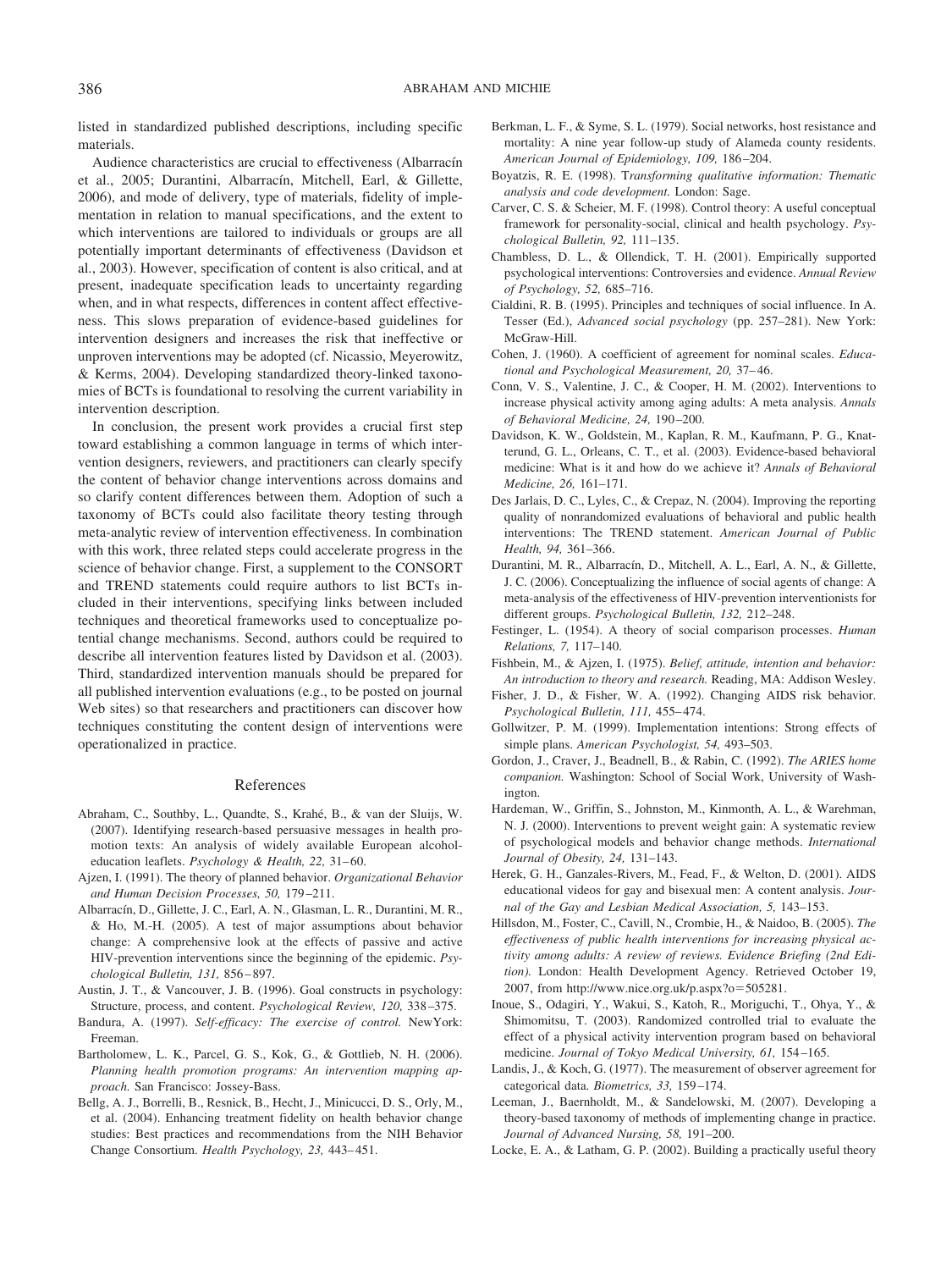listed in standardized published descriptions, including specific materials.

Audience characteristics are crucial to effectiveness (Albarracín et al., 2005; Durantini, Albarracín, Mitchell, Earl, & Gillette, 2006), and mode of delivery, type of materials, fidelity of implementation in relation to manual specifications, and the extent to which interventions are tailored to individuals or groups are all potentially important determinants of effectiveness (Davidson et al., 2003). However, specification of content is also critical, and at present, inadequate specification leads to uncertainty regarding when, and in what respects, differences in content affect effectiveness. This slows preparation of evidence-based guidelines for intervention designers and increases the risk that ineffective or unproven interventions may be adopted (cf. Nicassio, Meyerowitz, & Kerms, 2004). Developing standardized theory-linked taxonomies of BCTs is foundational to resolving the current variability in intervention description.

In conclusion, the present work provides a crucial first step toward establishing a common language in terms of which intervention designers, reviewers, and practitioners can clearly specify the content of behavior change interventions across domains and so clarify content differences between them. Adoption of such a taxonomy of BCTs could also facilitate theory testing through meta-analytic review of intervention effectiveness. In combination with this work, three related steps could accelerate progress in the science of behavior change. First, a supplement to the CONSORT and TREND statements could require authors to list BCTs included in their interventions, specifying links between included techniques and theoretical frameworks used to conceptualize potential change mechanisms. Second, authors could be required to describe all intervention features listed by Davidson et al. (2003). Third, standardized intervention manuals should be prepared for all published intervention evaluations (e.g., to be posted on journal Web sites) so that researchers and practitioners can discover how techniques constituting the content design of interventions were operationalized in practice.

## References

Abraham, C., Southby, L., Quandte, S., Krahé, B., & van der Sluijs, W. (2007). Identifying research-based persuasive messages in health promotion texts: An analysis of widely available European alcohol-education leaflets. *Psychology & Health, 22,* 31–60.

Ajzen, I. (1991). The theory of planned behavior. *Organizational Behavior and Human Decision Processes, 50,* 179–211.

Albarracín, D., Gillette, J. C., Earl, A. N., Glasman, L. R., Durantini, M. R., & Ho, M.-H. (2005). A test of major assumptions about behavior change: A comprehensive look at the effects of passive and active HIV-prevention interventions since the beginning of the epidemic. *Psychological Bulletin, 131,* 856–897.

Austin, J. T., & Vancouver, J. B. (1996). Goal constructs in psychology: Structure, process, and content. *Psychological Review, 120,* 338–375.

Bandura, A. (1997). *Self-efficacy: The exercise of control.* NewYork: Freeman.

Bartholomew, L. K., Parcel, G. S., Kok, G., & Gottlieb, N. H. (2006). *Planning health promotion programs: An intervention mapping approach.* San Francisco: Jossey-Bass.

Bellg, A. J., Borrelli, B., Resnick, B., Hecht, J., Minicucci, D. S., Orly, M., et al. (2004). Enhancing treatment fidelity on health behavior change studies: Best practices and recommendations from the NIH Behavior Change Consortium. *Health Psychology, 23,* 443–451.

Berkman, L. F., & Syme, S. L. (1979). Social networks, host resistance and mortality: A nine year follow-up study of Alameda county residents. *American Journal of Epidemiology, 109,* 186–204.

Boyatzis, R. E. (1998). T*ransforming qualitative information: Thematic analysis and code development.* London: Sage.

Carver, C. S. & Scheier, M. F. (1998). Control theory: A useful conceptual framework for personality-social, clinical and health psychology. *Psychological Bulletin, 92,* 111–135.

Chambless, D. L., & Ollendick, T. H. (2001). Empirically supported psychological interventions: Controversies and evidence. *Annual Review of Psychology, 52,* 685–716.

Cialdini, R. B. (1995). Principles and techniques of social influence. In A. Tesser (Ed.), *Advanced social psychology* (pp. 257–281). New York: McGraw-Hill.

Cohen, J. (1960). A coefficient of agreement for nominal scales. *Educational and Psychological Measurement, 20,* 37–46.

Conn, V. S., Valentine, J. C., & Cooper, H. M. (2002). Interventions to increase physical activity among aging adults: A meta analysis. *Annals of Behavioral Medicine, 24,* 190–200.

Davidson, K. W., Goldstein, M., Kaplan, R. M., Kaufmann, P. G., Knatterund, G. L., Orleans, C. T., et al. (2003). Evidence-based behavioral medicine: What is it and how do we achieve it? *Annals of Behavioral Medicine, 26,* 161–171.

Des Jarlais, D. C., Lyles, C., & Crepaz, N. (2004). Improving the reporting quality of nonrandomized evaluations of behavioral and public health interventions: The TREND statement. *American Journal of Public Health, 94,* 361–366.

Durantini, M. R., Albarracín, D., Mitchell, A. L., Earl, A. N., & Gillette, J. C. (2006). Conceptualizing the influence of social agents of change: A meta-analysis of the effectiveness of HIV-prevention interventionists for different groups. *Psychological Bulletin, 132,* 212–248.

Festinger, L. (1954). A theory of social comparison processes. *Human Relations, 7,* 117–140.

Fishbein, M., & Ajzen, I. (1975). *Belief, attitude, intention and behavior: An introduction to theory and research.* Reading, MA: Addison Wesley.

Fisher, J. D., & Fisher, W. A. (1992). Changing AIDS risk behavior. *Psychological Bulletin, 111,* 455–474.

Gollwitzer, P. M. (1999). Implementation intentions: Strong effects of simple plans. *American Psychologist, 54,* 493–503.

Gordon, J., Craver, J., Beadnell, B., & Rabin, C. (1992). *The ARIES home companion.* Washington: School of Social Work, University of Washington.

Hardeman, W., Griffin, S., Johnston, M., Kinmonth, A. L., & Warehman, N. J. (2000). Interventions to prevent weight gain: A systematic review of psychological models and behavior change methods. *International Journal of Obesity, 24,* 131–143.

Herek, G. H., Ganzales-Rivers, M., Fead, F., & Welton, D. (2001). AIDS educational videos for gay and bisexual men: A content analysis. *Journal of the Gay and Lesbian Medical Association, 5,* 143–153.

Hillsdon, M., Foster, C., Cavill, N., Crombie, H., & Naidoo, B. (2005). *The effectiveness of public health interventions for increasing physical activity among adults: A review of reviews. Evidence Briefing (2nd Edition).* London: Health Development Agency. Retrieved October 19, 2007, from http://www.nice.org.uk/p.aspx?o=505281.

Inoue, S., Odagiri, Y., Wakui, S., Katoh, R., Moriguchi, T., Ohya, Y., & Shimomitsu, T. (2003). Randomized controlled trial to evaluate the effect of a physical activity intervention program based on behavioral medicine. *Journal of Tokyo Medical University, 61,* 154–165.

Landis, J., & Koch, G. (1977). The measurement of observer agreement for categorical data. *Biometrics, 33,* 159–174.

Leeman, J., Baernholdt, M., & Sandelowski, M. (2007). Developing a theory-based taxonomy of methods of implementing change in practice. *Journal of Advanced Nursing, 58,* 191–200.

Locke, E. A., & Latham, G. P. (2002). Building a practically useful theory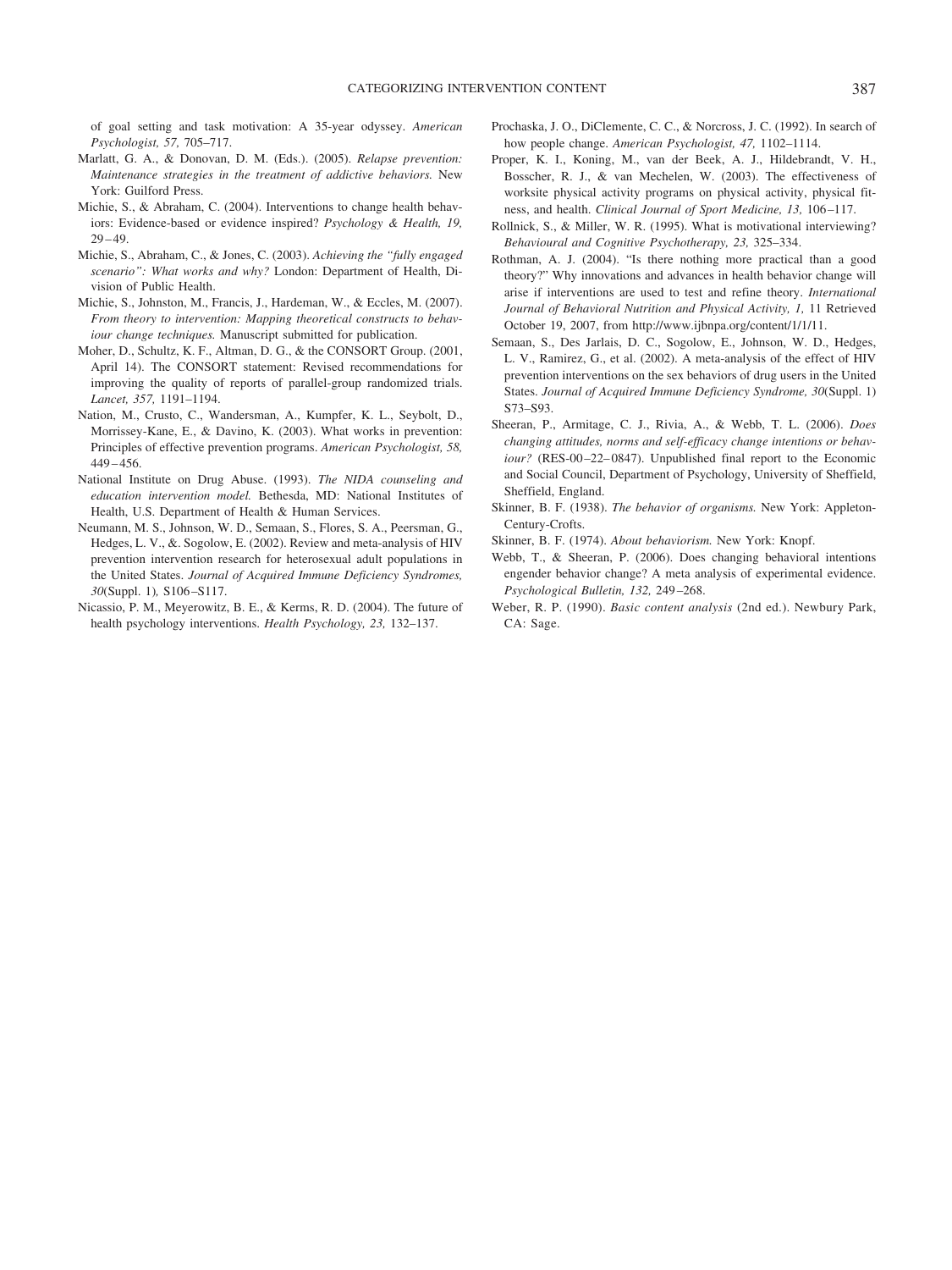of goal setting and task motivation: A 35-year odyssey. *American Psychologist, 57,* 705–717.

Marlatt, G. A., & Donovan, D. M. (Eds.). (2005). *Relapse prevention: Maintenance strategies in the treatment of addictive behaviors.* New York: Guilford Press.

Michie, S., & Abraham, C. (2004). Interventions to change health behaviors: Evidence-based or evidence inspired? *Psychology & Health, 19,* 29–49.

Michie, S., Abraham, C., & Jones, C. (2003). *Achieving the "fully engaged scenario": What works and why?* London: Department of Health, Division of Public Health.

Michie, S., Johnston, M., Francis, J., Hardeman, W., & Eccles, M. (2007). *From theory to intervention: Mapping theoretical constructs to behaviour change techniques.* Manuscript submitted for publication.

Moher, D., Schultz, K. F., Altman, D. G., & the CONSORT Group. (2001, April 14). The CONSORT statement: Revised recommendations for improving the quality of reports of parallel-group randomized trials. *Lancet, 357,* 1191–1194.

Nation, M., Crusto, C., Wandersman, A., Kumpfer, K. L., Seybolt, D., Morrissey-Kane, E., & Davino, K. (2003). What works in prevention: Principles of effective prevention programs. *American Psychologist, 58,* 449–456.

National Institute on Drug Abuse. (1993). *The NIDA counseling and education intervention model.* Bethesda, MD: National Institutes of Health, U.S. Department of Health & Human Services.

Neumann, M. S., Johnson, W. D., Semaan, S., Flores, S. A., Peersman, G., Hedges, L. V., &. Sogolow, E. (2002). Review and meta-analysis of HIV prevention intervention research for heterosexual adult populations in the United States. *Journal of Acquired Immune Deficiency Syndromes, 30*(Suppl. 1)*,* S106–S117.

Nicassio, P. M., Meyerowitz, B. E., & Kerms, R. D. (2004). The future of health psychology interventions. *Health Psychology, 23,* 132–137.

Prochaska, J. O., DiClemente, C. C., & Norcross, J. C. (1992). In search of how people change. *American Psychologist, 47,* 1102–1114.

Proper, K. I., Koning, M., van der Beek, A. J., Hildebrandt, V. H., Bosscher, R. J., & van Mechelen, W. (2003). The effectiveness of worksite physical activity programs on physical activity, physical fitness, and health. *Clinical Journal of Sport Medicine, 13,* 106–117.

Rollnick, S., & Miller, W. R. (1995). What is motivational interviewing? *Behavioural and Cognitive Psychotherapy, 23,* 325–334.

Rothman, A. J. (2004). "Is there nothing more practical than a good theory?" Why innovations and advances in health behavior change will arise if interventions are used to test and refine theory. *International Journal of Behavioral Nutrition and Physical Activity, 1,* 11 Retrieved October 19, 2007, from http://www.ijbnpa.org/content/1/1/11.

Semaan, S., Des Jarlais, D. C., Sogolow, E., Johnson, W. D., Hedges, L. V., Ramirez, G., et al. (2002). A meta-analysis of the effect of HIV prevention interventions on the sex behaviors of drug users in the United States. *Journal of Acquired Immune Deficiency Syndrome, 30*(Suppl. 1) S73–S93.

Sheeran, P., Armitage, C. J., Rivia, A., & Webb, T. L. (2006). *Does changing attitudes, norms and self-efficacy change intentions or behaviour?* (RES-00–22–0847). Unpublished final report to the Economic and Social Council, Department of Psychology, University of Sheffield, Sheffield, England.

Skinner, B. F. (1938). *The behavior of organisms.* New York: Appleton-Century-Crofts.

Skinner, B. F. (1974). *About behaviorism.* New York: Knopf.

Webb, T., & Sheeran, P. (2006). Does changing behavioral intentions engender behavior change? A meta analysis of experimental evidence. *Psychological Bulletin, 132,* 249–268.

Weber, R. P. (1990). *Basic content analysis* (2nd ed.). Newbury Park, CA: Sage.